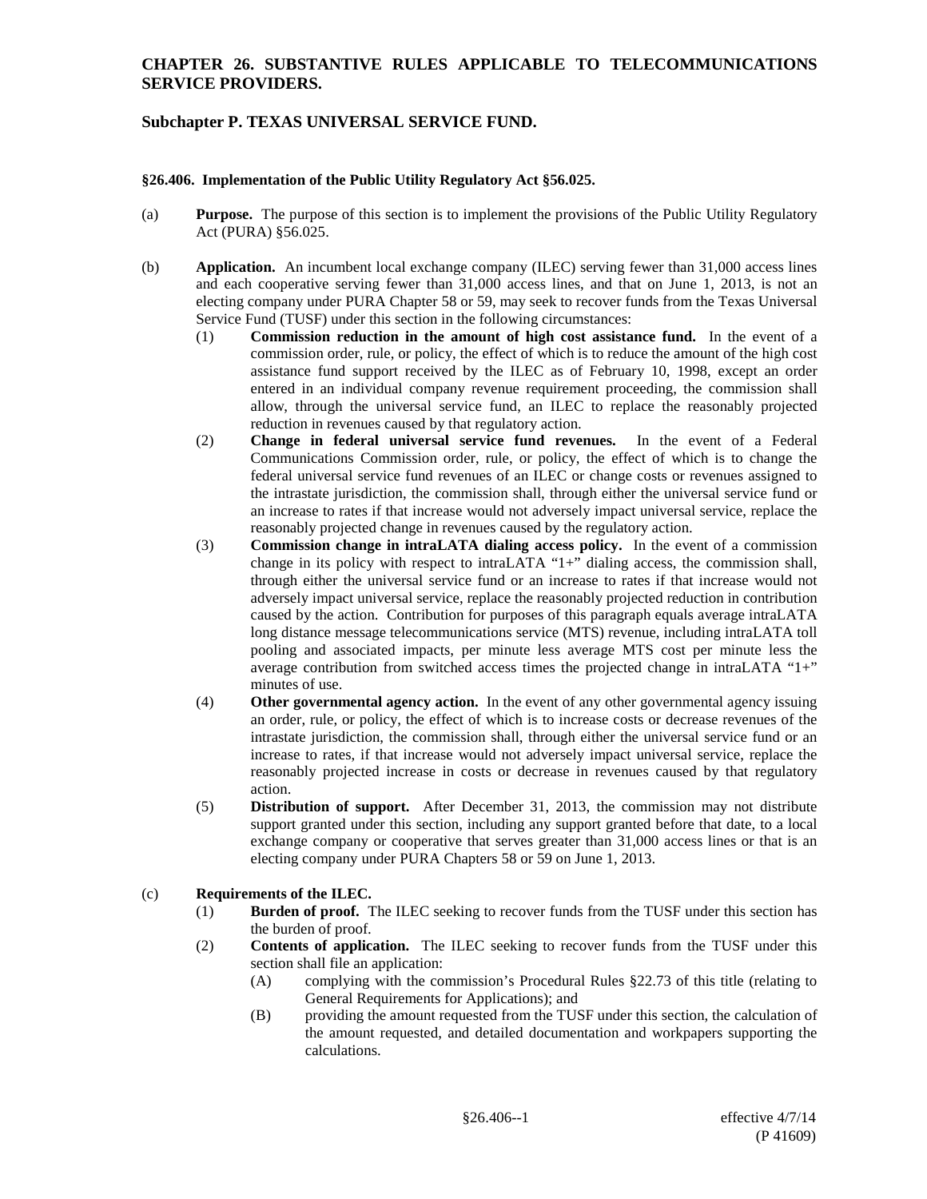# CHAPTER 26. SUBSTANTIVE RULES APPLICABLE TO TELECOMMUNICATIONS SERVICE PROVIDERS.

## Subchapter P. TEXAS UNIVERSAL SERVICE FUND.

### §26.406. Implementation of the Public Utility Regulatory Act §56.025.

(a) **Purpose.** The purpose of this section is to implement the provisions of the Public Utility Regulatory Act (PURA) §56.025.

(b) **Application.** An incumbent local exchange company (ILEC) serving fewer than 31,000 access lines and each cooperative serving fewer than 31,000 access lines, and that on June 1, 2013, is not an electing company under PURA Chapter 58 or 59, may seek to recover funds from the Texas Universal Service Fund (TUSF) under this section in the following circumstances:

- (1) **Commission reduction in the amount of high cost assistance fund.** In the event of a commission order, rule, or policy, the effect of which is to reduce the amount of the high cost assistance fund support received by the ILEC as of February 10, 1998, except an order entered in an individual company revenue requirement proceeding, the commission shall allow, through the universal service fund, an ILEC to replace the reasonably projected reduction in revenues caused by that regulatory action.
- (2) **Change in federal universal service fund revenues.** In the event of a Federal Communications Commission order, rule, or policy, the effect of which is to change the federal universal service fund revenues of an ILEC or change costs or revenues assigned to the intrastate jurisdiction, the commission shall, through either the universal service fund or an increase to rates if that increase would not adversely impact universal service, replace the reasonably projected change in revenues caused by the regulatory action.
- (3) **Commission change in intraLATA dialing access policy.** In the event of a commission change in its policy with respect to intraLATA "1+" dialing access, the commission shall, through either the universal service fund or an increase to rates if that increase would not adversely impact universal service, replace the reasonably projected reduction in contribution caused by the action. Contribution for purposes of this paragraph equals average intraLATA long distance message telecommunications service (MTS) revenue, including intraLATA toll pooling and associated impacts, per minute less average MTS cost per minute less the average contribution from switched access times the projected change in intraLATA "1+" minutes of use.
- (4) **Other governmental agency action.** In the event of any other governmental agency issuing an order, rule, or policy, the effect of which is to increase costs or decrease revenues of the intrastate jurisdiction, the commission shall, through either the universal service fund or an increase to rates, if that increase would not adversely impact universal service, replace the reasonably projected increase in costs or decrease in revenues caused by that regulatory action.
- (5) **Distribution of support.** After December 31, 2013, the commission may not distribute support granted under this section, including any support granted before that date, to a local exchange company or cooperative that serves greater than 31,000 access lines or that is an electing company under PURA Chapters 58 or 59 on June 1, 2013.

(c) **Requirements of the ILEC.**

- (1) **Burden of proof.** The ILEC seeking to recover funds from the TUSF under this section has the burden of proof.
- (2) **Contents of application.** The ILEC seeking to recover funds from the TUSF under this section shall file an application:
  - (A) complying with the commission's Procedural Rules §22.73 of this title (relating to General Requirements for Applications); and
  - (B) providing the amount requested from the TUSF under this section, the calculation of the amount requested, and detailed documentation and workpapers supporting the calculations.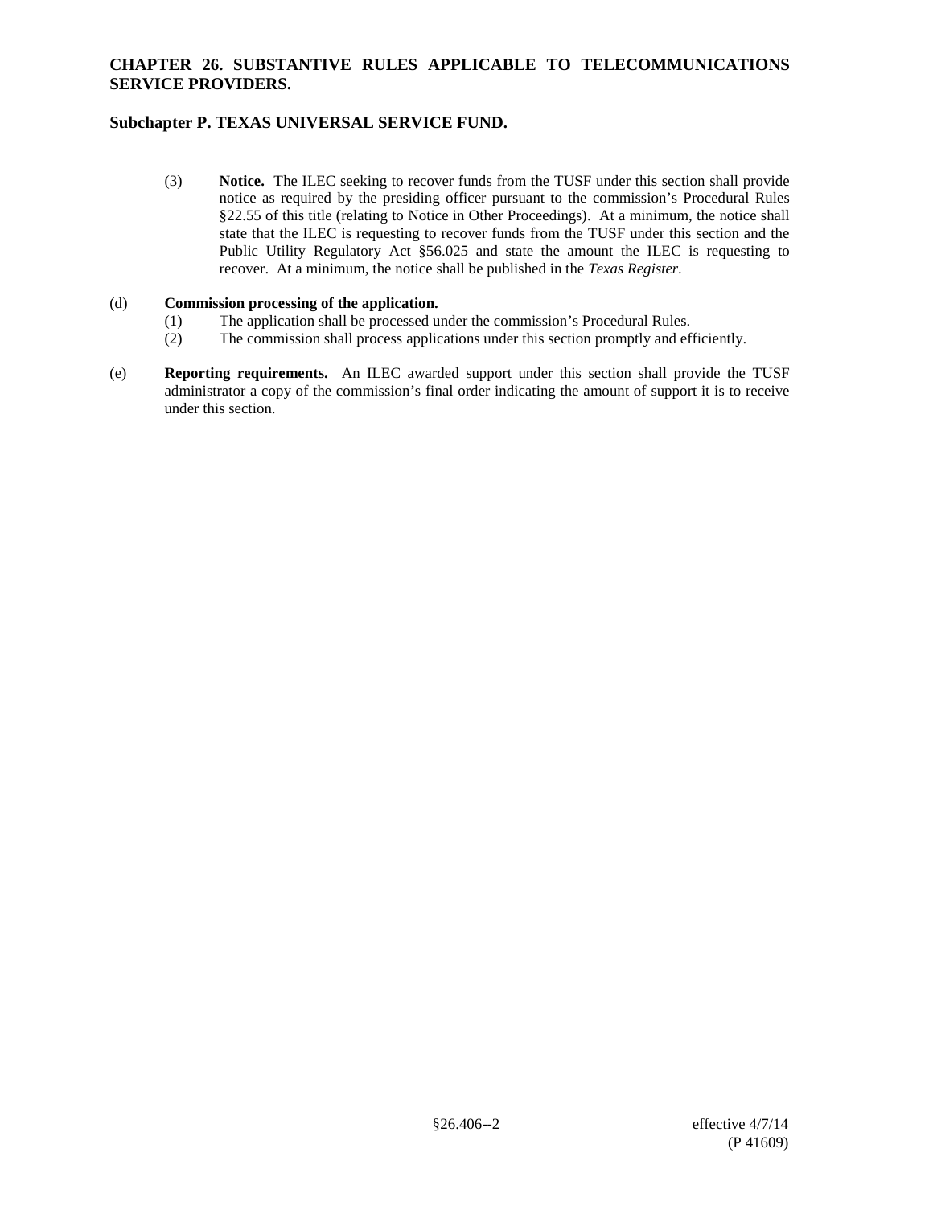(3) **Notice.** The ILEC seeking to recover funds from the TUSF under this section shall provide notice as required by the presiding officer pursuant to the commission's Procedural Rules §22.55 of this title (relating to Notice in Other Proceedings). At a minimum, the notice shall state that the ILEC is requesting to recover funds from the TUSF under this section and the Public Utility Regulatory Act §56.025 and state the amount the ILEC is requesting to recover. At a minimum, the notice shall be published in the *Texas Register*.

(d) **Commission processing of the application.**

(1) The application shall be processed under the commission's Procedural Rules.

(2) The commission shall process applications under this section promptly and efficiently.

(e) **Reporting requirements.** An ILEC awarded support under this section shall provide the TUSF administrator a copy of the commission's final order indicating the amount of support it is to receive under this section.